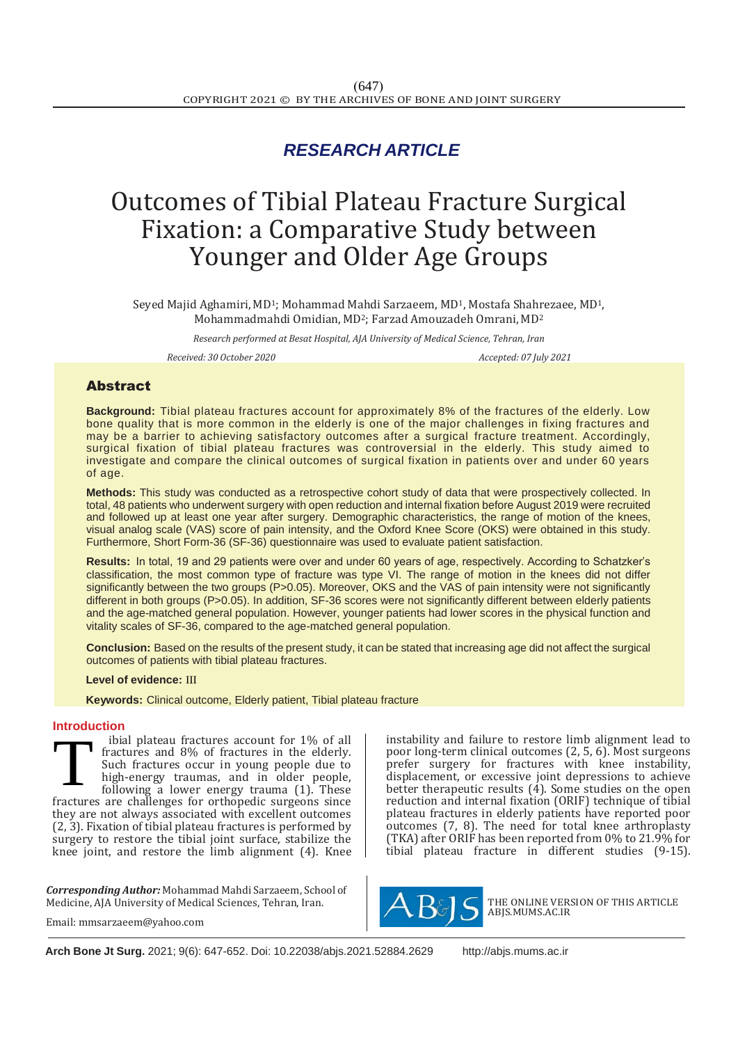RESEARCH ARTICLE

# Outcomes of Tibial Plateau Fracture Surgical Fixation: a Comparative Study between Younger and Older Age Groups

Seyed Majid Aghamiri, MD[1]; Mohammad Mahdi Sarzaeem, MD[1], Mostafa Shahrezaee, MD[1], Mohammadmahdi Omidian, MD[2]; Farzad Amouzadeh Omrani, MD[2]

*Research performed at Besat Hospital, AJA University of Medical Science, Tehran, Iran*

*Received: 30 October 2020* *Accepted: 07 July 2021*

## Abstract

**Background:** Tibial plateau fractures account for approximately 8% of the fractures of the elderly. Low bone quality that is more common in the elderly is one of the major challenges in fixing fractures and may be a barrier to achieving satisfactory outcomes after a surgical fracture treatment. Accordingly, surgical fixation of tibial plateau fractures was controversial in the elderly. This study aimed to investigate and compare the clinical outcomes of surgical fixation in patients over and under 60 years of age.

**Methods:** This study was conducted as a retrospective cohort study of data that were prospectively collected. In total, 48 patients who underwent surgery with open reduction and internal fixation before August 2019 were recruited and followed up at least one year after surgery. Demographic characteristics, the range of motion of the knees, visual analog scale (VAS) score of pain intensity, and the Oxford Knee Score (OKS) were obtained in this study. Furthermore, Short Form-36 (SF-36) questionnaire was used to evaluate patient satisfaction.

**Results:** In total, 19 and 29 patients were over and under 60 years of age, respectively. According to Schatzker's classification, the most common type of fracture was type VI. The range of motion in the knees did not differ significantly between the two groups (P>0.05). Moreover, OKS and the VAS of pain intensity were not significantly different in both groups (P>0.05). In addition, SF-36 scores were not significantly different between elderly patients and the age-matched general population. However, younger patients had lower scores in the physical function and vitality scales of SF-36, compared to the age-matched general population.

**Conclusion:** Based on the results of the present study, it can be stated that increasing age did not affect the surgical outcomes of patients with tibial plateau fractures.

**Level of evidence:** III

**Keywords:** Clinical outcome, Elderly patient, Tibial plateau fracture

## Introduction

Tibial plateau fractures account for 1% of all fractures and 8% of fractures in the elderly. Such fractures occur in young people due to high-energy traumas, and in older people, following a lower energy trauma (1). These fractures are challenges for orthopedic surgeons since they are not always associated with excellent outcomes (2, 3). Fixation of tibial plateau fractures is performed by surgery to restore the tibial joint surface, stabilize the knee joint, and restore the limb alignment (4). Knee instability and failure to restore limb alignment lead to poor long-term clinical outcomes (2, 5, 6). Most surgeons prefer surgery for fractures with knee instability, displacement, or excessive joint depressions to achieve better therapeutic results (4). Some studies on the open reduction and internal fixation (ORIF) technique of tibial plateau fractures in elderly patients have reported poor outcomes (7, 8). The need for total knee arthroplasty (TKA) after ORIF has been reported from 0% to 21.9% for tibial plateau fracture in different studies (9-15).

***Corresponding Author:*** Mohammad Mahdi Sarzaeem, School of Medicine, AJA University of Medical Sciences, Tehran, Iran.

Email: mmsarzaeem@yahoo.com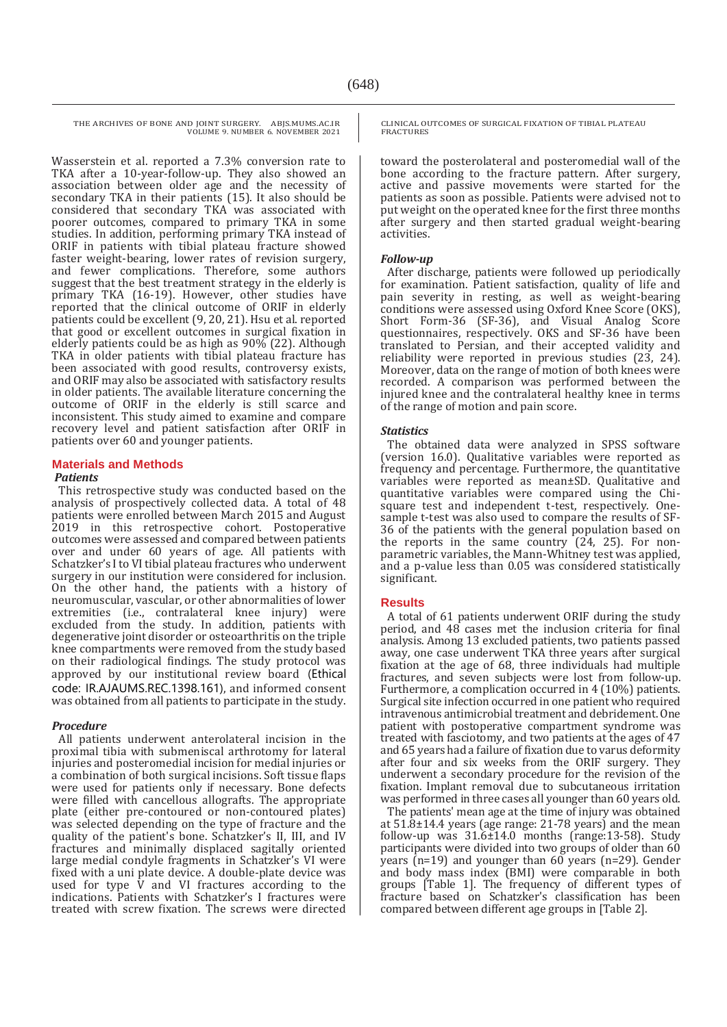Wasserstein et al. reported a 7.3% conversion rate to TKA after a 10-year-follow-up. They also showed an association between older age and the necessity of secondary TKA in their patients (15). It also should be considered that secondary TKA was associated with poorer outcomes, compared to primary TKA in some studies. In addition, performing primary TKA instead of ORIF in patients with tibial plateau fracture showed faster weight-bearing, lower rates of revision surgery, and fewer complications. Therefore, some authors suggest that the best treatment strategy in the elderly is primary TKA (16-19). However, other studies have reported that the clinical outcome of ORIF in elderly patients could be excellent (9, 20, 21). Hsu et al. reported that good or excellent outcomes in surgical fixation in elderly patients could be as high as 90% (22). Although TKA in older patients with tibial plateau fracture has been associated with good results, controversy exists, and ORIF may also be associated with satisfactory results in older patients. The available literature concerning the outcome of ORIF in the elderly is still scarce and inconsistent. This study aimed to examine and compare recovery level and patient satisfaction after ORIF in patients over 60 and younger patients.

## Materials and Methods

### *Patients*

This retrospective study was conducted based on the analysis of prospectively collected data. A total of 48 patients were enrolled between March 2015 and August 2019 in this retrospective cohort. Postoperative outcomes were assessed and compared between patients over and under 60 years of age. All patients with Schatzker's I to VI tibial plateau fractures who underwent surgery in our institution were considered for inclusion. On the other hand, the patients with a history of neuromuscular, vascular, or other abnormalities of lower extremities (i.e., contralateral knee injury) were excluded from the study. In addition, patients with degenerative joint disorder or osteoarthritis on the triple knee compartments were removed from the study based on their radiological findings. The study protocol was approved by our institutional review board (Ethical code: IR.AJAUMS.REC.1398.161), and informed consent was obtained from all patients to participate in the study.

### *Procedure*

All patients underwent anterolateral incision in the proximal tibia with submeniscal arthrotomy for lateral injuries and posteromedial incision for medial injuries or a combination of both surgical incisions. Soft tissue flaps were used for patients only if necessary. Bone defects were filled with cancellous allografts. The appropriate plate (either pre-contoured or non-contoured plates) was selected depending on the type of fracture and the quality of the patient's bone. Schatzker's II, III, and IV fractures and minimally displaced sagitally oriented large medial condyle fragments in Schatzker's VI were fixed with a uni plate device. A double-plate device was used for type V and VI fractures according to the indications. Patients with Schatzker's I fractures were treated with screw fixation. The screws were directed toward the posterolateral and posteromedial wall of the bone according to the fracture pattern. After surgery, active and passive movements were started for the patients as soon as possible. Patients were advised not to put weight on the operated knee for the first three months after surgery and then started gradual weight-bearing activities.

### *Follow-up*

After discharge, patients were followed up periodically for examination. Patient satisfaction, quality of life and pain severity in resting, as well as weight-bearing conditions were assessed using Oxford Knee Score (OKS), Short Form-36 (SF-36), and Visual Analog Score questionnaires, respectively. OKS and SF-36 have been translated to Persian, and their accepted validity and reliability were reported in previous studies (23, 24). Moreover, data on the range of motion of both knees were recorded. A comparison was performed between the injured knee and the contralateral healthy knee in terms of the range of motion and pain score.

### *Statistics*

The obtained data were analyzed in SPSS software (version 16.0). Qualitative variables were reported as frequency and percentage. Furthermore, the quantitative variables were reported as mean±SD. Qualitative and quantitative variables were compared using the Chi-square test and independent t-test, respectively. One-sample t-test was also used to compare the results of SF-36 of the patients with the general population based on the reports in the same country (24, 25). For non-parametric variables, the Mann-Whitney test was applied, and a p-value less than 0.05 was considered statistically significant.

## Results

A total of 61 patients underwent ORIF during the study period, and 48 cases met the inclusion criteria for final analysis. Among 13 excluded patients, two patients passed away, one case underwent TKA three years after surgical fixation at the age of 68, three individuals had multiple fractures, and seven subjects were lost from follow-up. Furthermore, a complication occurred in 4 (10%) patients. Surgical site infection occurred in one patient who required intravenous antimicrobial treatment and debridement. One patient with postoperative compartment syndrome was treated with fasciotomy, and two patients at the ages of 47 and 65 years had a failure of fixation due to varus deformity after four and six weeks from the ORIF surgery. They underwent a secondary procedure for the revision of the fixation. Implant removal due to subcutaneous irritation was performed in three cases all younger than 60 years old.

The patients' mean age at the time of injury was obtained at 51.8±14.4 years (age range: 21-78 years) and the mean follow-up was 31.6±14.0 months (range:13-58). Study participants were divided into two groups of older than 60 years (n=19) and younger than 60 years (n=29). Gender and body mass index (BMI) were comparable in both groups [Table 1]. The frequency of different types of fracture based on Schatzker's classification has been compared between different age groups in [Table 2].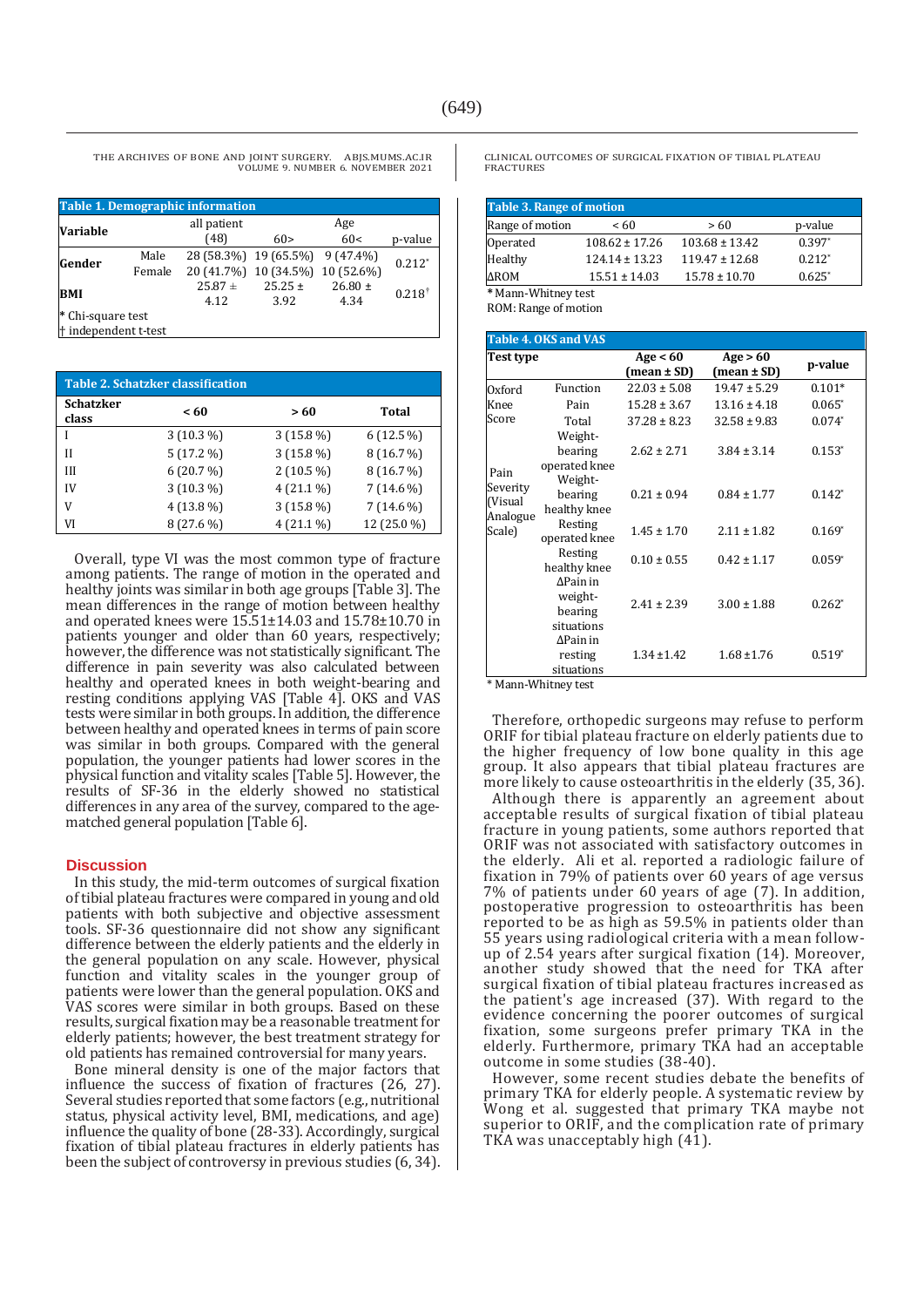**Table 1. Demographic information**

| Variable | | all patient (48) | Age 60> | Age 60< | p-value |
|---|---|---|---|---|---|
| Gender | Male | 28 (58.3%) | 19 (65.5%) | 9 (47.4%) | 0.212* |
| | Female | 20 (41.7%) | 10 (34.5%) | 10 (52.6%) | |
| BMI | | 25.87 ± 4.12 | 25.25 ± 3.92 | 26.80 ± 4.34 | 0.218† |

\* Chi-square test
† independent t-test

**Table 2. Schatzker classification**

| Schatzker class | < 60 | > 60 | Total |
|---|---|---|---|
| I | 3 (10.3 %) | 3 (15.8 %) | 6 (12.5 %) |
| II | 5 (17.2 %) | 3 (15.8 %) | 8 (16.7 %) |
| III | 6 (20.7 %) | 2 (10.5 %) | 8 (16.7 %) |
| IV | 3 (10.3 %) | 4 (21.1 %) | 7 (14.6 %) |
| V | 4 (13.8 %) | 3 (15.8 %) | 7 (14.6 %) |
| VI | 8 (27.6 %) | 4 (21.1 %) | 12 (25.0 %) |

Overall, type VI was the most common type of fracture among patients. The range of motion in the operated and healthy joints was similar in both age groups [Table 3]. The mean differences in the range of motion between healthy and operated knees were 15.51±14.03 and 15.78±10.70 in patients younger and older than 60 years, respectively; however, the difference was not statistically significant. The difference in pain severity was also calculated between healthy and operated knees in both weight-bearing and resting conditions applying VAS [Table 4]. OKS and VAS tests were similar in both groups. In addition, the difference between healthy and operated knees in terms of pain score was similar in both groups. Compared with the general population, the younger patients had lower scores in the physical function and vitality scales [Table 5]. However, the results of SF-36 in the elderly showed no statistical differences in any area of the survey, compared to the age-matched general population [Table 6].

## Discussion

In this study, the mid-term outcomes of surgical fixation of tibial plateau fractures were compared in young and old patients with both subjective and objective assessment tools. SF-36 questionnaire did not show any significant difference between the elderly patients and the elderly in the general population on any scale. However, physical function and vitality scales in the younger group of patients were lower than the general population. OKS and VAS scores were similar in both groups. Based on these results, surgical fixation may be a reasonable treatment for elderly patients; however, the best treatment strategy for old patients has remained controversial for many years.

Bone mineral density is one of the major factors that influence the success of fixation of fractures (26, 27). Several studies reported that some factors (e.g., nutritional status, physical activity level, BMI, medications, and age) influence the quality of bone (28-33). Accordingly, surgical fixation of tibial plateau fractures in elderly patients has been the subject of controversy in previous studies (6, 34).

**Table 3. Range of motion**

| Range of motion | < 60 | > 60 | p-value |
|---|---|---|---|
| Operated | 108.62 ± 17.26 | 103.68 ± 13.42 | 0.397* |
| Healthy | 124.14 ± 13.23 | 119.47 ± 12.68 | 0.212* |
| ΔROM | 15.51 ± 14.03 | 15.78 ± 10.70 | 0.625* |

\* Mann-Whitney test
ROM: Range of motion

**Table 4. OKS and VAS**

| Test type | | Age < 60 (mean ± SD) | Age > 60 (mean ± SD) | p-value |
|---|---|---|---|---|
| Oxford Knee Score | Function | 22.03 ± 5.08 | 19.47 ± 5.29 | 0.101* |
| | Pain | 15.28 ± 3.67 | 13.16 ± 4.18 | 0.065* |
| | Total | 37.28 ± 8.23 | 32.58 ± 9.83 | 0.074* |
| Pain Severity (Visual Analogue Scale) | Weight-bearing operated knee | 2.62 ± 2.71 | 3.84 ± 3.14 | 0.153* |
| | Weight-bearing healthy knee | 0.21 ± 0.94 | 0.84 ± 1.77 | 0.142* |
| | Resting operated knee | 1.45 ± 1.70 | 2.11 ± 1.82 | 0.169* |
| | Resting healthy knee | 0.10 ± 0.55 | 0.42 ± 1.17 | 0.059* |
| | ΔPain in weight-bearing situations | 2.41 ± 2.39 | 3.00 ± 1.88 | 0.262* |
| | ΔPain in resting situations | 1.34 ±1.42 | 1.68 ±1.76 | 0.519* |

\* Mann-Whitney test

Therefore, orthopedic surgeons may refuse to perform ORIF for tibial plateau fracture on elderly patients due to the higher frequency of low bone quality in this age group. It also appears that tibial plateau fractures are more likely to cause osteoarthritis in the elderly (35, 36).

Although there is apparently an agreement about acceptable results of surgical fixation of tibial plateau fracture in young patients, some authors reported that ORIF was not associated with satisfactory outcomes in the elderly. Ali et al. reported a radiologic failure of fixation in 79% of patients over 60 years of age versus 7% of patients under 60 years of age (7). In addition, postoperative progression to osteoarthritis has been reported to be as high as 59.5% in patients older than 55 years using radiological criteria with a mean follow-up of 2.54 years after surgical fixation (14). Moreover, another study showed that the need for TKA after surgical fixation of tibial plateau fractures increased as the patient's age increased (37). With regard to the evidence concerning the poorer outcomes of surgical fixation, some surgeons prefer primary TKA in the elderly. Furthermore, primary TKA had an acceptable outcome in some studies (38-40).

However, some recent studies debate the benefits of primary TKA for elderly people. A systematic review by Wong et al. suggested that primary TKA maybe not superior to ORIF, and the complication rate of primary TKA was unacceptably high (41).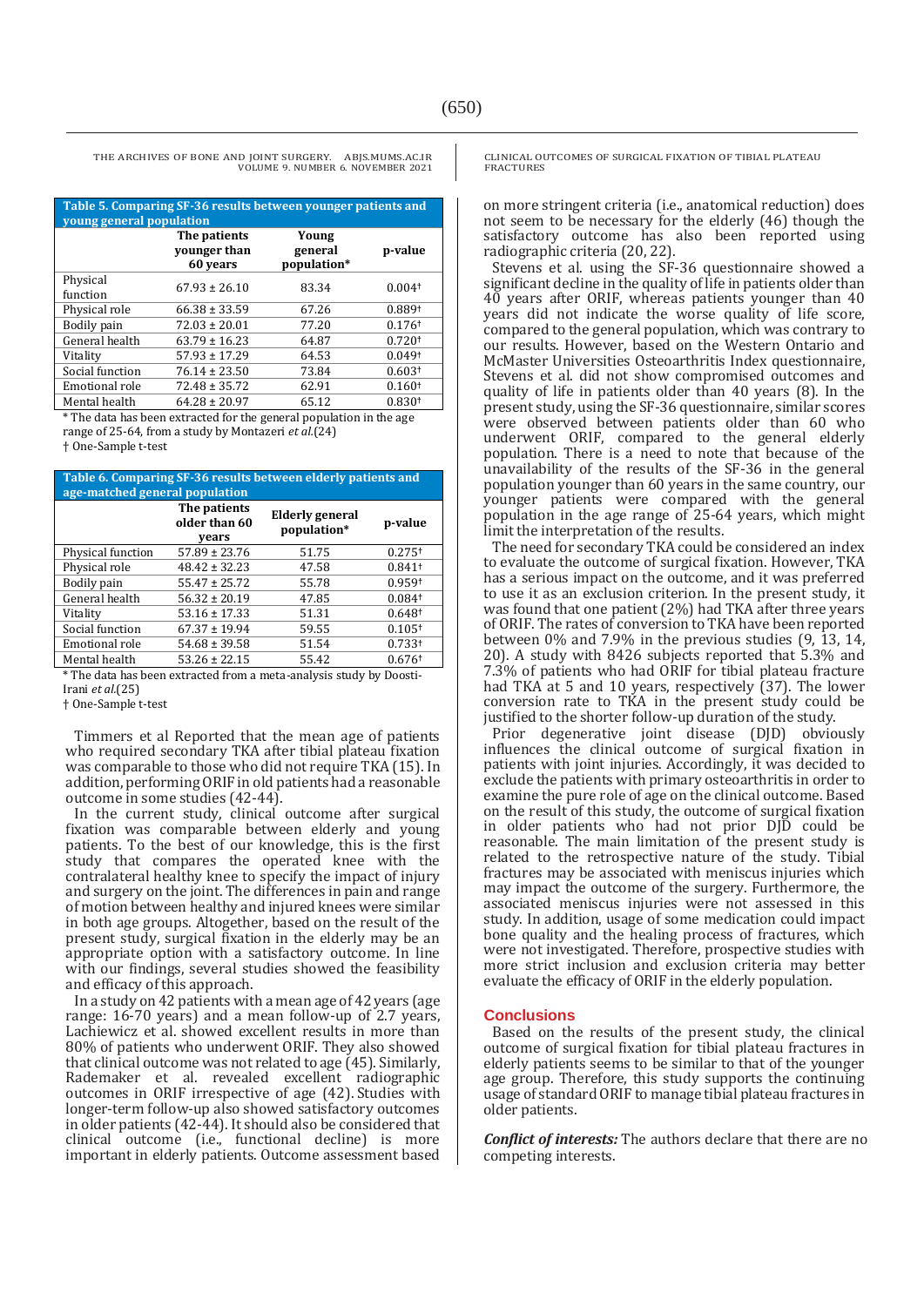**Table 5. Comparing SF-36 results between younger patients and young general population**

| | The patients younger than 60 years | Young general population* | p-value |
|---|---|---|---|
| Physical function | 67.93 ± 26.10 | 83.34 | 0.004† |
| Physical role | 66.38 ± 33.59 | 67.26 | 0.889† |
| Bodily pain | 72.03 ± 20.01 | 77.20 | 0.176† |
| General health | 63.79 ± 16.23 | 64.87 | 0.720† |
| Vitality | 57.93 ± 17.29 | 64.53 | 0.049† |
| Social function | 76.14 ± 23.50 | 73.84 | 0.603† |
| Emotional role | 72.48 ± 35.72 | 62.91 | 0.160† |
| Mental health | 64.28 ± 20.97 | 65.12 | 0.830† |

\* The data has been extracted for the general population in the age range of 25-64, from a study by Montazeri *et al.*(24)

† One-Sample t-test

**Table 6. Comparing SF-36 results between elderly patients and age-matched general population**

| | The patients older than 60 years | Elderly general population* | p-value |
|---|---|---|---|
| Physical function | 57.89 ± 23.76 | 51.75 | 0.275† |
| Physical role | 48.42 ± 32.23 | 47.58 | 0.841† |
| Bodily pain | 55.47 ± 25.72 | 55.78 | 0.959† |
| General health | 56.32 ± 20.19 | 47.85 | 0.084† |
| Vitality | 53.16 ± 17.33 | 51.31 | 0.648† |
| Social function | 67.37 ± 19.94 | 59.55 | 0.105† |
| Emotional role | 54.68 ± 39.58 | 51.54 | 0.733† |
| Mental health | 53.26 ± 22.15 | 55.42 | 0.676† |

\* The data has been extracted from a meta-analysis study by Doosti-Irani *et al.*(25)

† One-Sample t-test

Timmers et al Reported that the mean age of patients who required secondary TKA after tibial plateau fixation was comparable to those who did not require TKA (15). In addition, performing ORIF in old patients had a reasonable outcome in some studies (42-44).

In the current study, clinical outcome after surgical fixation was comparable between elderly and young patients. To the best of our knowledge, this is the first study that compares the operated knee with the contralateral healthy knee to specify the impact of injury and surgery on the joint. The differences in pain and range of motion between healthy and injured knees were similar in both age groups. Altogether, based on the result of the present study, surgical fixation in the elderly may be an appropriate option with a satisfactory outcome. In line with our findings, several studies showed the feasibility and efficacy of this approach.

In a study on 42 patients with a mean age of 42 years (age range: 16-70 years) and a mean follow-up of 2.7 years, Lachiewicz et al. showed excellent results in more than 80% of patients who underwent ORIF. They also showed that clinical outcome was not related to age (45). Similarly, Rademaker et al. revealed excellent radiographic outcomes in ORIF irrespective of age (42). Studies with longer-term follow-up also showed satisfactory outcomes in older patients (42-44). It should also be considered that clinical outcome (i.e., functional decline) is more important in elderly patients. Outcome assessment based on more stringent criteria (i.e., anatomical reduction) does not seem to be necessary for the elderly (46) though the satisfactory outcome has also been reported using radiographic criteria (20, 22).

Stevens et al. using the SF-36 questionnaire showed a significant decline in the quality of life in patients older than 40 years after ORIF, whereas patients younger than 40 years did not indicate the worse quality of life score, compared to the general population, which was contrary to our results. However, based on the Western Ontario and McMaster Universities Osteoarthritis Index questionnaire, Stevens et al. did not show compromised outcomes and quality of life in patients older than 40 years (8). In the present study, using the SF-36 questionnaire, similar scores were observed between patients older than 60 who underwent ORIF, compared to the general elderly population. There is a need to note that because of the unavailability of the results of the SF-36 in the general population younger than 60 years in the same country, our younger patients were compared with the general population in the age range of 25-64 years, which might limit the interpretation of the results.

The need for secondary TKA could be considered an index to evaluate the outcome of surgical fixation. However, TKA has a serious impact on the outcome, and it was preferred to use it as an exclusion criterion. In the present study, it was found that one patient (2%) had TKA after three years of ORIF. The rates of conversion to TKA have been reported between 0% and 7.9% in the previous studies (9, 13, 14, 20). A study with 8426 subjects reported that 5.3% and 7.3% of patients who had ORIF for tibial plateau fracture had TKA at 5 and 10 years, respectively (37). The lower conversion rate to TKA in the present study could be justified to the shorter follow-up duration of the study.

Prior degenerative joint disease (DJD) obviously influences the clinical outcome of surgical fixation in patients with joint injuries. Accordingly, it was decided to exclude the patients with primary osteoarthritis in order to examine the pure role of age on the clinical outcome. Based on the result of this study, the outcome of surgical fixation in older patients who had not prior DJD could be reasonable. The main limitation of the present study is related to the retrospective nature of the study. Tibial fractures may be associated with meniscus injuries which may impact the outcome of the surgery. Furthermore, the associated meniscus injuries were not assessed in this study. In addition, usage of some medication could impact bone quality and the healing process of fractures, which were not investigated. Therefore, prospective studies with more strict inclusion and exclusion criteria may better evaluate the efficacy of ORIF in the elderly population.

## Conclusions

Based on the results of the present study, the clinical outcome of surgical fixation for tibial plateau fractures in elderly patients seems to be similar to that of the younger age group. Therefore, this study supports the continuing usage of standard ORIF to manage tibial plateau fractures in older patients.

***Conflict of interests:*** The authors declare that there are no competing interests.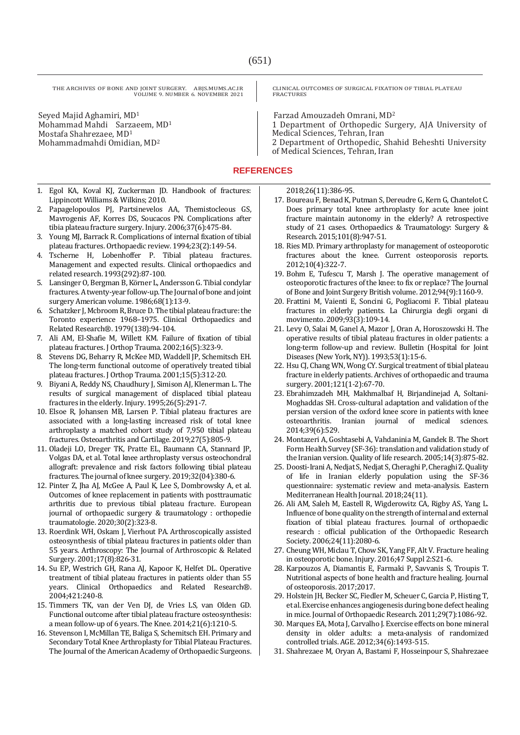Seyed Majid Aghamiri, MD[1]
Mohammad Mahdi Sarzaeem, MD[1]
Mostafa Shahrezaee, MD[1]
Mohammadmahdi Omidian, MD[2]
Farzad Amouzadeh Omrani, MD[2]

1 Department of Orthopedic Surgery, AJA University of Medical Sciences, Tehran, Iran
2 Department of Orthopedic, Shahid Beheshti University of Medical Sciences, Tehran, Iran

## REFERENCES

1. Egol KA, Koval KJ, Zuckerman JD. Handbook of fractures: Lippincott Williams & Wilkins; 2010.
2. Papagelopoulos PJ, Partsinevelos AA, Themistocleous GS, Mavrogenis AF, Korres DS, Soucacos PN. Complications after tibia plateau fracture surgery. Injury. 2006;37(6):475-84.
3. Young MJ, Barrack R. Complications of internal fixation of tibial plateau fractures. Orthopaedic review. 1994;23(2):149-54.
4. Tscherne H, Lobenhoffer P. Tibial plateau fractures. Management and expected results. Clinical orthopaedics and related research. 1993(292):87-100.
5. Lansinger O, Bergman B, Körner L, Andersson G. Tibial condylar fractures. A twenty-year follow-up. The Journal of bone and joint surgery American volume. 1986;68(1):13-9.
6. Schatzker J, Mcbroom R, Bruce D. The tibial plateau fracture: the Toronto experience 1968–1975. Clinical Orthopaedics and Related Research®. 1979(138):94-104.
7. Ali AM, El-Shafie M, Willett KM. Failure of fixation of tibial plateau fractures. J Orthop Trauma. 2002;16(5):323-9.
8. Stevens DG, Beharry R, McKee MD, Waddell JP, Schemitsch EH. The long-term functional outcome of operatively treated tibial plateau fractures. J Orthop Trauma. 2001;15(5):312-20.
9. Biyani A, Reddy NS, Chaudhury J, Simison AJ, Klenerman L. The results of surgical management of displaced tibial plateau fractures in the elderly. Injury. 1995;26(5):291-7.
10. Elsoe R, Johansen MB, Larsen P. Tibial plateau fractures are associated with a long-lasting increased risk of total knee arthroplasty a matched cohort study of 7,950 tibial plateau fractures. Osteoarthritis and Cartilage. 2019;27(5):805-9.
11. Oladeji LO, Dreger TK, Pratte EL, Baumann CA, Stannard JP, Volgas DA, et al. Total knee arthroplasty versus osteochondral allograft: prevalence and risk factors following tibial plateau fractures. The journal of knee surgery. 2019;32(04):380-6.
12. Pinter Z, Jha AJ, McGee A, Paul K, Lee S, Dombrowsky A, et al. Outcomes of knee replacement in patients with posttraumatic arthritis due to previous tibial plateau fracture. European journal of orthopaedic surgery & traumatology : orthopedie traumatologie. 2020;30(2):323-8.
13. Roerdink WH, Oskam J, Vierhout PA. Arthroscopically assisted osteosynthesis of tibial plateau fractures in patients older than 55 years. Arthroscopy: The Journal of Arthroscopic & Related Surgery. 2001;17(8):826-31.
14. Su EP, Westrich GH, Rana AJ, Kapoor K, Helfet DL. Operative treatment of tibial plateau fractures in patients older than 55 years. Clinical Orthopaedics and Related Research®. 2004;421:240-8.
15. Timmers TK, van der Ven DJ, de Vries LS, van Olden GD. Functional outcome after tibial plateau fracture osteosynthesis: a mean follow-up of 6 years. The Knee. 2014;21(6):1210-5.
16. Stevenson I, McMillan TE, Baliga S, Schemitsch EH. Primary and Secondary Total Knee Arthroplasty for Tibial Plateau Fractures. The Journal of the American Academy of Orthopaedic Surgeons. 2018;26(11):386-95.
17. Boureau F, Benad K, Putman S, Dereudre G, Kern G, Chantelot C. Does primary total knee arthroplasty for acute knee joint fracture maintain autonomy in the elderly? A retrospective study of 21 cases. Orthopaedics & Traumatology: Surgery & Research. 2015;101(8):947-51.
18. Ries MD. Primary arthroplasty for management of osteoporotic fractures about the knee. Current osteoporosis reports. 2012;10(4):322-7.
19. Bohm E, Tufescu T, Marsh J. The operative management of osteoporotic fractures of the knee: to fix or replace? The Journal of Bone and Joint Surgery British volume. 2012;94(9):1160-9.
20. Frattini M, Vaienti E, Soncini G, Pogliacomi F. Tibial plateau fractures in elderly patients. La Chirurgia degli organi di movimento. 2009;93(3):109-14.
21. Levy O, Salai M, Ganel A, Mazor J, Oran A, Horoszowski H. The operative results of tibial plateau fractures in older patients: a long-term follow-up and review. Bulletin (Hospital for Joint Diseases (New York, NY)). 1993;53(1):15-6.
22. Hsu CJ, Chang WN, Wong CY. Surgical treatment of tibial plateau fracture in elderly patients. Archives of orthopaedic and trauma surgery. 2001;121(1-2):67-70.
23. Ebrahimzadeh MH, Makhmalbaf H, Birjandinejad A, Soltani-Moghaddas SH. Cross-cultural adaptation and validation of the persian version of the oxford knee score in patients with knee osteoarthritis. Iranian journal of medical sciences. 2014;39(6):529.
24. Montazeri A, Goshtasebi A, Vahdaninia M, Gandek B. The Short Form Health Survey (SF-36): translation and validation study of the Iranian version. Quality of life research. 2005;14(3):875-82.
25. Doosti-Irani A, Nedjat S, Nedjat S, Cheraghi P, Cheraghi Z. Quality of life in Iranian elderly population using the SF-36 questionnaire: systematic review and meta-analysis. Eastern Mediterranean Health Journal. 2018;24(11).
26. Ali AM, Saleh M, Eastell R, Wigderowitz CA, Rigby AS, Yang L. Influence of bone quality on the strength of internal and external fixation of tibial plateau fractures. Journal of orthopaedic research : official publication of the Orthopaedic Research Society. 2006;24(11):2080-6.
27. Cheung WH, Miclau T, Chow SK, Yang FF, Alt V. Fracture healing in osteoporotic bone. Injury. 2016;47 Suppl 2:S21-6.
28. Karpouzos A, Diamantis E, Farmaki P, Savvanis S, Troupis T. Nutritional aspects of bone health and fracture healing. Journal of osteoporosis. 2017;2017.
29. Holstein JH, Becker SC, Fiedler M, Scheuer C, Garcia P, Histing T, et al. Exercise enhances angiogenesis during bone defect healing in mice. Journal of Orthopaedic Research. 2011;29(7):1086-92.
30. Marques EA, Mota J, Carvalho J. Exercise effects on bone mineral density in older adults: a meta-analysis of randomized controlled trials. AGE. 2012;34(6):1493-515.
31. Shahrezaee M, Oryan A, Bastami F, Hosseinpour S, Shahrezaee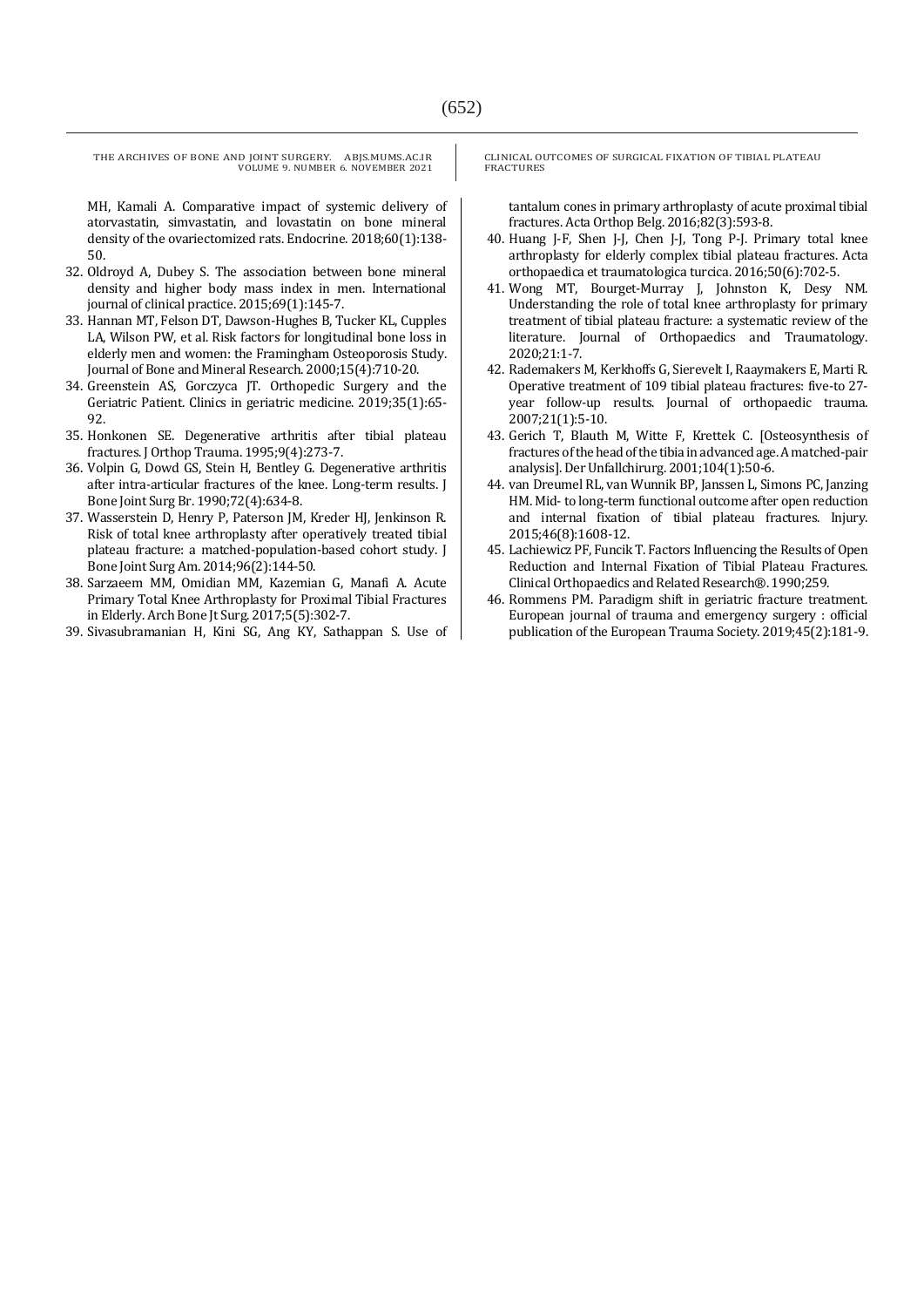MH, Kamali A. Comparative impact of systemic delivery of atorvastatin, simvastatin, and lovastatin on bone mineral density of the ovariectomized rats. Endocrine. 2018;60(1):138-50.

32. Oldroyd A, Dubey S. The association between bone mineral density and higher body mass index in men. International journal of clinical practice. 2015;69(1):145-7.
33. Hannan MT, Felson DT, Dawson-Hughes B, Tucker KL, Cupples LA, Wilson PW, et al. Risk factors for longitudinal bone loss in elderly men and women: the Framingham Osteoporosis Study. Journal of Bone and Mineral Research. 2000;15(4):710-20.
34. Greenstein AS, Gorczyca JT. Orthopedic Surgery and the Geriatric Patient. Clinics in geriatric medicine. 2019;35(1):65-92.
35. Honkonen SE. Degenerative arthritis after tibial plateau fractures. J Orthop Trauma. 1995;9(4):273-7.
36. Volpin G, Dowd GS, Stein H, Bentley G. Degenerative arthritis after intra-articular fractures of the knee. Long-term results. J Bone Joint Surg Br. 1990;72(4):634-8.
37. Wasserstein D, Henry P, Paterson JM, Kreder HJ, Jenkinson R. Risk of total knee arthroplasty after operatively treated tibial plateau fracture: a matched-population-based cohort study. J Bone Joint Surg Am. 2014;96(2):144-50.
38. Sarzaeem MM, Omidian MM, Kazemian G, Manafi A. Acute Primary Total Knee Arthroplasty for Proximal Tibial Fractures in Elderly. Arch Bone Jt Surg. 2017;5(5):302-7.
39. Sivasubramanian H, Kini SG, Ang KY, Sathappan S. Use of tantalum cones in primary arthroplasty of acute proximal tibial fractures. Acta Orthop Belg. 2016;82(3):593-8.
40. Huang J-F, Shen J-J, Chen J-J, Tong P-J. Primary total knee arthroplasty for elderly complex tibial plateau fractures. Acta orthopaedica et traumatologica turcica. 2016;50(6):702-5.
41. Wong MT, Bourget-Murray J, Johnston K, Desy NM. Understanding the role of total knee arthroplasty for primary treatment of tibial plateau fracture: a systematic review of the literature. Journal of Orthopaedics and Traumatology. 2020;21:1-7.
42. Rademakers M, Kerkhoffs G, Sierevelt I, Raaymakers E, Marti R. Operative treatment of 109 tibial plateau fractures: five-to 27-year follow-up results. Journal of orthopaedic trauma. 2007;21(1):5-10.
43. Gerich T, Blauth M, Witte F, Krettek C. [Osteosynthesis of fractures of the head of the tibia in advanced age. A matched-pair analysis]. Der Unfallchirurg. 2001;104(1):50-6.
44. van Dreumel RL, van Wunnik BP, Janssen L, Simons PC, Janzing HM. Mid- to long-term functional outcome after open reduction and internal fixation of tibial plateau fractures. Injury. 2015;46(8):1608-12.
45. Lachiewicz PF, Funcik T. Factors Influencing the Results of Open Reduction and Internal Fixation of Tibial Plateau Fractures. Clinical Orthopaedics and Related Research®. 1990;259.
46. Rommens PM. Paradigm shift in geriatric fracture treatment. European journal of trauma and emergency surgery : official publication of the European Trauma Society. 2019;45(2):181-9.